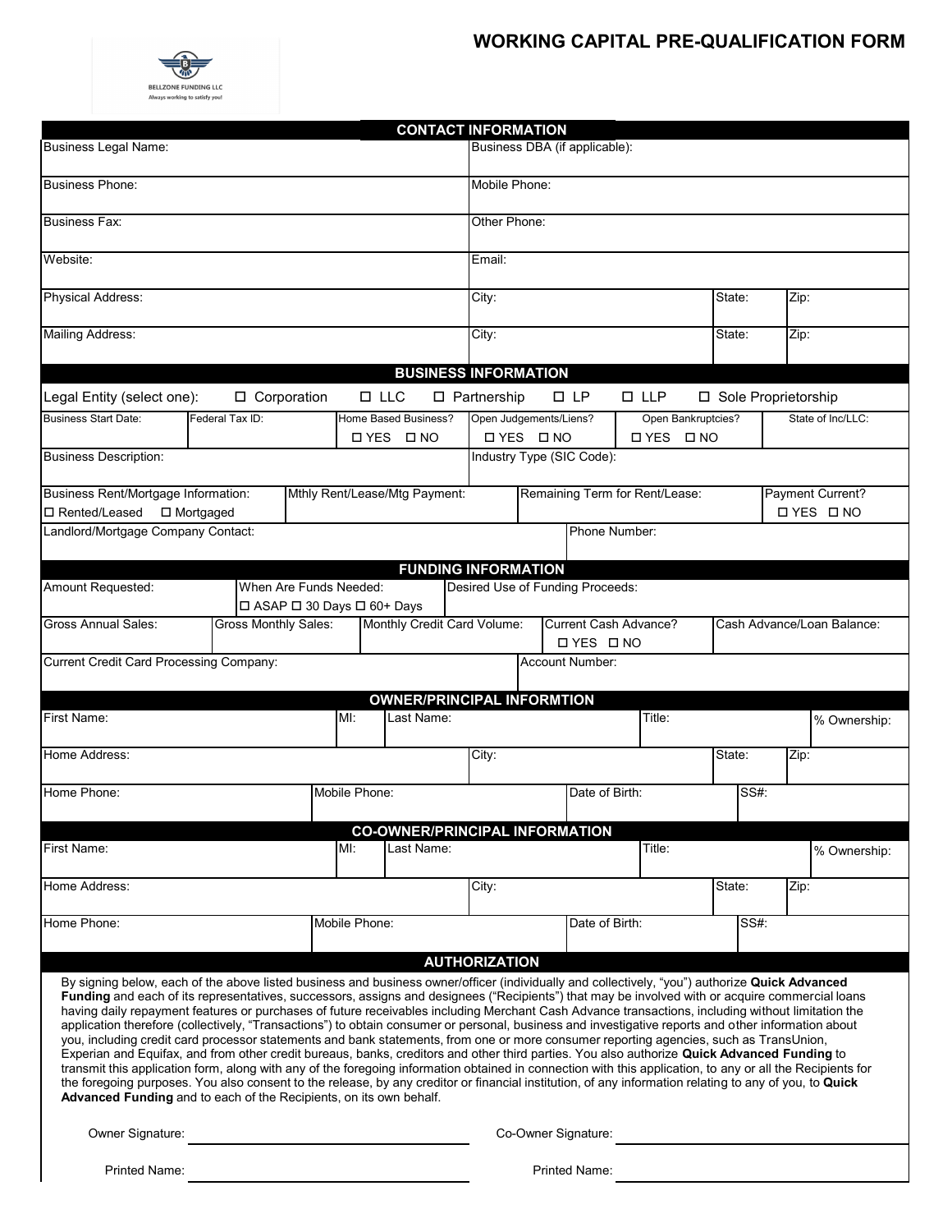BELLZONE FUNDING LLC
Always working to satisfy you!

# WORKING CAPITAL PRE-QUALIFICATION FORM

## CONTACT INFORMATION

| | | | |
|---|---|---|---|
| Business Legal Name: | Business DBA (if applicable): | | |
| Business Phone: | Mobile Phone: | | |
| Business Fax: | Other Phone: | | |
| Website: | Email: | | |
| Physical Address: | City: | State: | Zip: |
| Mailing Address: | City: | State: | Zip: |

## BUSINESS INFORMATION

Legal Entity (select one): ☐ Corporation ☐ LLC ☐ Partnership ☐ LP ☐ LLP ☐ Sole Proprietorship

| Business Start Date: | Federal Tax ID: | Home Based Business? ☐ YES ☐ NO | Open Judgements/Liens? ☐ YES ☐ NO | Open Bankruptcies? ☐ YES ☐ NO | State of Inc/LLC: |
|---|---|---|---|---|---|
| Business Description: | | | Industry Type (SIC Code): | | |

| Business Rent/Mortgage Information: ☐ Rented/Leased ☐ Mortgaged | Mthly Rent/Lease/Mtg Payment: | Remaining Term for Rent/Lease: | Payment Current? ☐ YES ☐ NO |
|---|---|---|---|
| Landlord/Mortgage Company Contact: | | Phone Number: | |

## FUNDING INFORMATION

| Amount Requested: | When Are Funds Needed: ☐ ASAP ☐ 30 Days ☐ 60+ Days | Desired Use of Funding Proceeds: | | |
|---|---|---|---|---|
| Gross Annual Sales: | Gross Monthly Sales: | Monthly Credit Card Volume: | Current Cash Advance? ☐ YES ☐ NO | Cash Advance/Loan Balance: |
| Current Credit Card Processing Company: | | | Account Number: | |

## OWNER/PRINCIPAL INFORMTION

| First Name: | MI: | Last Name: | Title: | % Ownership: |
|---|---|---|---|---|
| Home Address: | | City: | State: | Zip: |
| Home Phone: | Mobile Phone: | | Date of Birth: | SS#: |

## CO-OWNER/PRINCIPAL INFORMATION

| First Name: | MI: | Last Name: | Title: | % Ownership: |
|---|---|---|---|---|
| Home Address: | | City: | State: | Zip: |
| Home Phone: | Mobile Phone: | | Date of Birth: | SS#: |

## AUTHORIZATION

By signing below, each of the above listed business and business owner/officer (individually and collectively, "you") authorize **Quick Advanced Funding** and each of its representatives, successors, assigns and designees ("Recipients") that may be involved with or acquire commercial loans having daily repayment features or purchases of future receivables including Merchant Cash Advance transactions, including without limitation the application therefore (collectively, "Transactions") to obtain consumer or personal, business and investigative reports and other information about you, including credit card processor statements and bank statements, from one or more consumer reporting agencies, such as TransUnion, Experian and Equifax, and from other credit bureaus, banks, creditors and other third parties. You also authorize **Quick Advanced Funding** to transmit this application form, along with any of the foregoing information obtained in connection with this application, to any or all the Recipients for the foregoing purposes. You also consent to the release, by any creditor or financial institution, of any information relating to any of you, to **Quick Advanced Funding** and to each of the Recipients, on its own behalf.

Owner Signature: ______________________ Co-Owner Signature: ______________________

Printed Name: ______________________ Printed Name: ______________________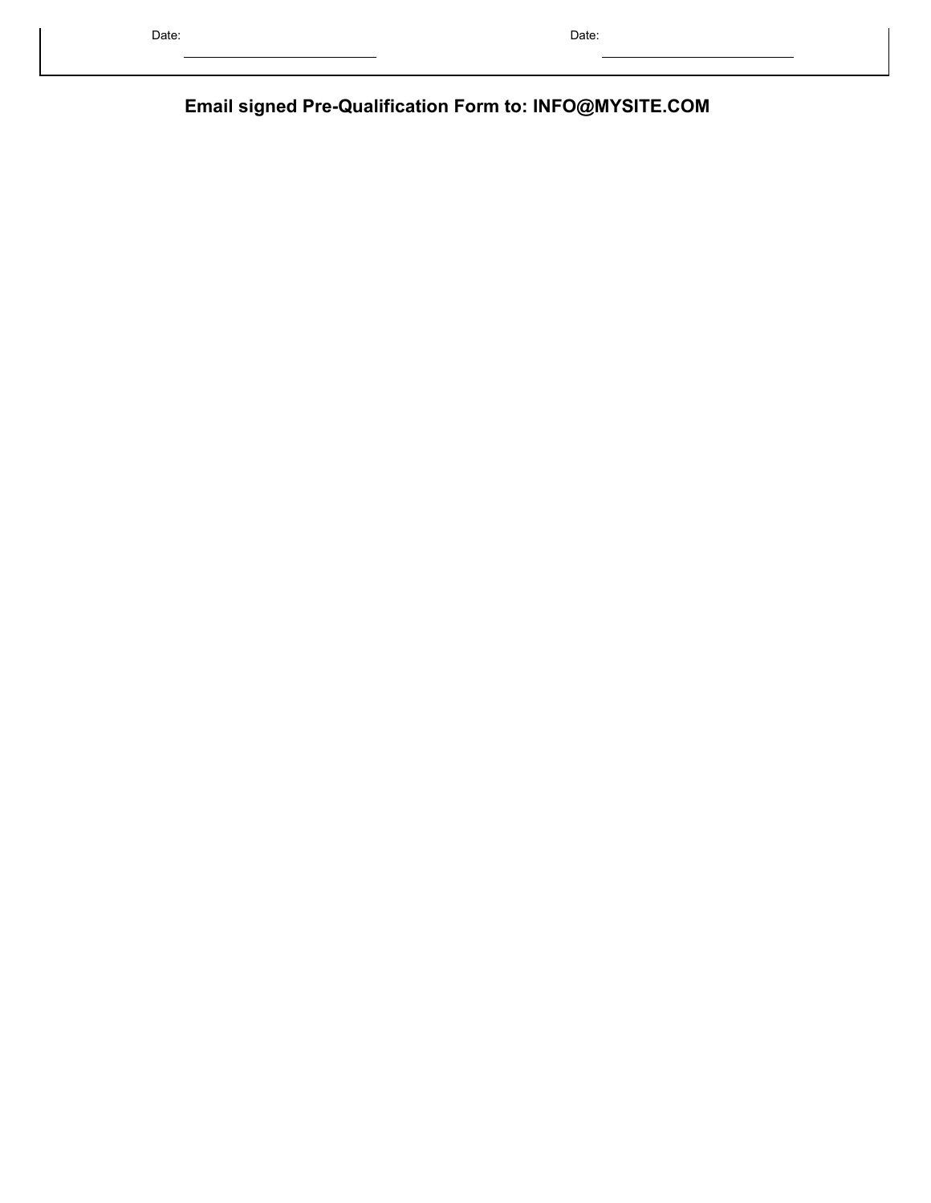| | |
|---|---|
| Date: ____________________ | Date: ____________________ |

**Email signed Pre-Qualification Form to: INFO@MYSITE.COM**